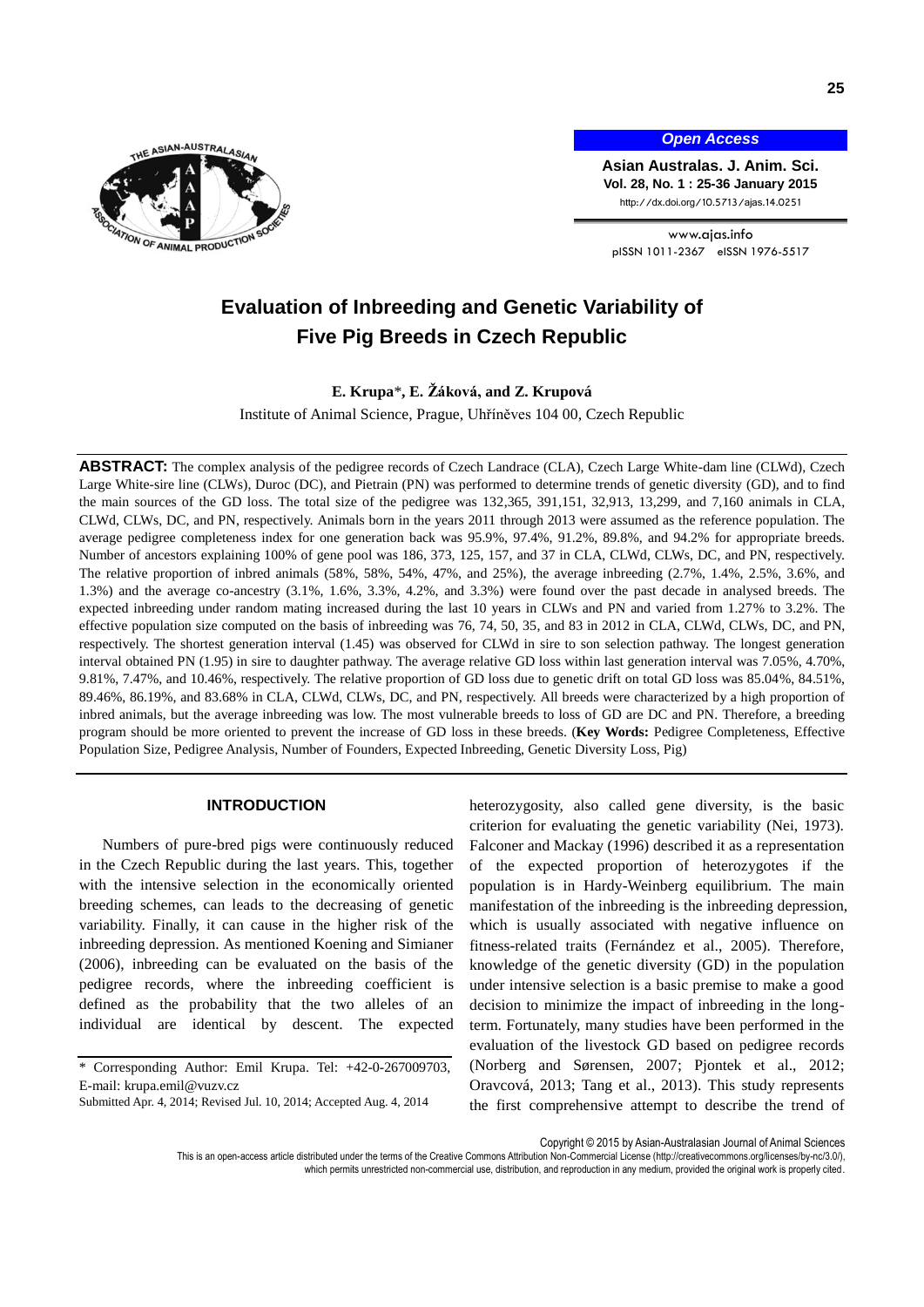# Evaluation of Inbreeding and Genetic Variability of Five Pig Breeds in Czech Republic

**E. Krupa***, **E. Žáková, and Z. Krupová**

Institute of Animal Science, Prague, Uhříněves 104 00, Czech Republic

**ABSTRACT:** The complex analysis of the pedigree records of Czech Landrace (CLA), Czech Large White-dam line (CLWd), Czech Large White-sire line (CLWs), Duroc (DC), and Pietrain (PN) was performed to determine trends of genetic diversity (GD), and to find the main sources of the GD loss. The total size of the pedigree was 132,365, 391,151, 32,913, 13,299, and 7,160 animals in CLA, CLWd, CLWs, DC, and PN, respectively. Animals born in the years 2011 through 2013 were assumed as the reference population. The average pedigree completeness index for one generation back was 95.9%, 97.4%, 91.2%, 89.8%, and 94.2% for appropriate breeds. Number of ancestors explaining 100% of gene pool was 186, 373, 125, 157, and 37 in CLA, CLWd, CLWs, DC, and PN, respectively. The relative proportion of inbred animals (58%, 58%, 54%, 47%, and 25%), the average inbreeding (2.7%, 1.4%, 2.5%, 3.6%, and 1.3%) and the average co-ancestry (3.1%, 1.6%, 3.3%, 4.2%, and 3.3%) were found over the past decade in analysed breeds. The expected inbreeding under random mating increased during the last 10 years in CLWs and PN and varied from 1.27% to 3.2%. The effective population size computed on the basis of inbreeding was 76, 74, 50, 35, and 83 in 2012 in CLA, CLWd, CLWs, DC, and PN, respectively. The shortest generation interval (1.45) was observed for CLWd in sire to son selection pathway. The longest generation interval obtained PN (1.95) in sire to daughter pathway. The average relative GD loss within last generation interval was 7.05%, 4.70%, 9.81%, 7.47%, and 10.46%, respectively. The relative proportion of GD loss due to genetic drift on total GD loss was 85.04%, 84.51%, 89.46%, 86.19%, and 83.68% in CLA, CLWd, CLWs, DC, and PN, respectively. All breeds were characterized by a high proportion of inbred animals, but the average inbreeding was low. The most vulnerable breeds to loss of GD are DC and PN. Therefore, a breeding program should be more oriented to prevent the increase of GD loss in these breeds. (**Key Words:** Pedigree Completeness, Effective Population Size, Pedigree Analysis, Number of Founders, Expected Inbreeding, Genetic Diversity Loss, Pig)

## INTRODUCTION

Numbers of pure-bred pigs were continuously reduced in the Czech Republic during the last years. This, together with the intensive selection in the economically oriented breeding schemes, can leads to the decreasing of genetic variability. Finally, it can cause in the higher risk of the inbreeding depression. As mentioned Koening and Simianer (2006), inbreeding can be evaluated on the basis of the pedigree records, where the inbreeding coefficient is defined as the probability that the two alleles of an individual are identical by descent. The expected heterozygosity, also called gene diversity, is the basic criterion for evaluating the genetic variability (Nei, 1973). Falconer and Mackay (1996) described it as a representation of the expected proportion of heterozygotes if the population is in Hardy-Weinberg equilibrium. The main manifestation of the inbreeding is the inbreeding depression, which is usually associated with negative influence on fitness-related traits (Fernández et al., 2005). Therefore, knowledge of the genetic diversity (GD) in the population under intensive selection is a basic premise to make a good decision to minimize the impact of inbreeding in the long-term. Fortunately, many studies have been performed in the evaluation of the livestock GD based on pedigree records (Norberg and Sørensen, 2007; Pjontek et al., 2012; Oravcová, 2013; Tang et al., 2013). This study represents the first comprehensive attempt to describe the trend of

\* Corresponding Author: Emil Krupa. Tel: +42-0-267009703, E-mail: krupa.emil@vuzv.cz

Submitted Apr. 4, 2014; Revised Jul. 10, 2014; Accepted Aug. 4, 2014

Copyright © 2015 by Asian-Australasian Journal of Animal Sciences

This is an open-access article distributed under the terms of the Creative Commons Attribution Non-Commercial License (http://creativecommons.org/licenses/by-nc/3.0/), which permits unrestricted non-commercial use, distribution, and reproduction in any medium, provided the original work is properly cited.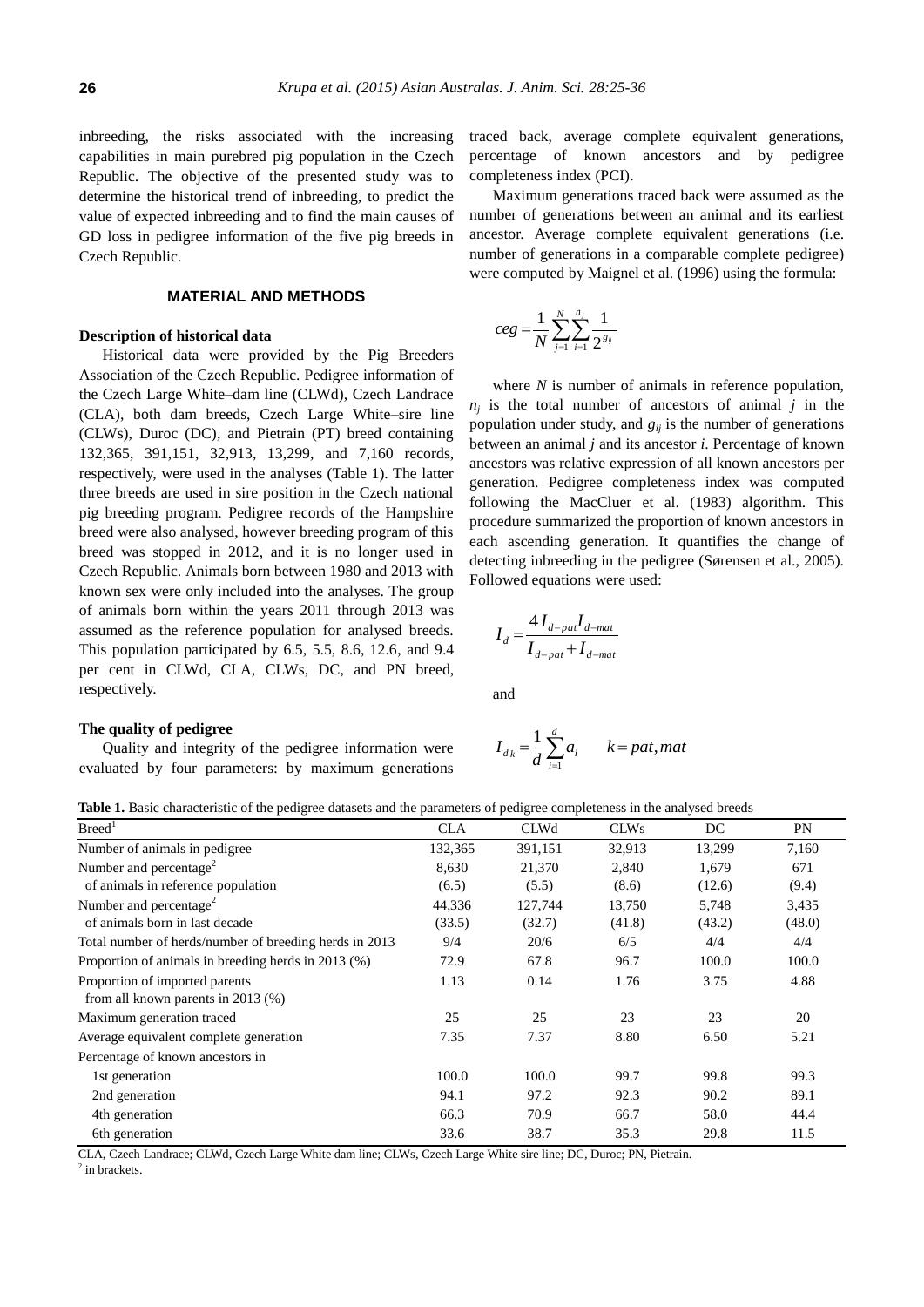inbreeding, the risks associated with the increasing capabilities in main purebred pig population in the Czech Republic. The objective of the presented study was to determine the historical trend of inbreeding, to predict the value of expected inbreeding and to find the main causes of GD loss in pedigree information of the five pig breeds in Czech Republic.

## MATERIAL AND METHODS

### Description of historical data

Historical data were provided by the Pig Breeders Association of the Czech Republic. Pedigree information of the Czech Large White–dam line (CLWd), Czech Landrace (CLA), both dam breeds, Czech Large White–sire line (CLWs), Duroc (DC), and Pietrain (PT) breed containing 132,365, 391,151, 32,913, 13,299, and 7,160 records, respectively, were used in the analyses (Table 1). The latter three breeds are used in sire position in the Czech national pig breeding program. Pedigree records of the Hampshire breed were also analysed, however breeding program of this breed was stopped in 2012, and it is no longer used in Czech Republic. Animals born between 1980 and 2013 with known sex were only included into the analyses. The group of animals born within the years 2011 through 2013 was assumed as the reference population for analysed breeds. This population participated by 6.5, 5.5, 8.6, 12.6, and 9.4 per cent in CLWd, CLA, CLWs, DC, and PN breed, respectively.

### The quality of pedigree

Quality and integrity of the pedigree information were evaluated by four parameters: by maximum generations traced back, average complete equivalent generations, percentage of known ancestors and by pedigree completeness index (PCI).

Maximum generations traced back were assumed as the number of generations between an animal and its earliest ancestor. Average complete equivalent generations (i.e. number of generations in a comparable complete pedigree) were computed by Maignel et al. (1996) using the formula:

$$ceg = \frac{1}{N}\sum_{j=1}^{N}\sum_{i=1}^{n_j}\frac{1}{2^{g_{ij}}}$$

where $N$ is number of animals in reference population, $n_j$ is the total number of ancestors of animal $j$ in the population under study, and $g_{ij}$ is the number of generations between an animal $j$ and its ancestor $i$. Percentage of known ancestors was relative expression of all known ancestors per generation. Pedigree completeness index was computed following the MacCluer et al. (1983) algorithm. This procedure summarized the proportion of known ancestors in each ascending generation. It quantifies the change of detecting inbreeding in the pedigree (Sørensen et al., 2005). Followed equations were used:

$$I_d = \frac{4I_{d-pat}I_{d-mat}}{I_{d-pat}+I_{d-mat}}$$

and

$$I_{d\,k} = \frac{1}{d}\sum_{i=1}^{d}a_i \qquad k = pat, mat$$

**Table 1.** Basic characteristic of the pedigree datasets and the parameters of pedigree completeness in the analysed breeds

| Breed[1] | CLA | CLWd | CLWs | DC | PN |
|---|---|---|---|---|---|
| Number of animals in pedigree | 132,365 | 391,151 | 32,913 | 13,299 | 7,160 |
| Number and percentage[2] of animals in reference population | 8,630 (6.5) | 21,370 (5.5) | 2,840 (8.6) | 1,679 (12.6) | 671 (9.4) |
| Number and percentage[2] of animals born in last decade | 44,336 (33.5) | 127,744 (32.7) | 13,750 (41.8) | 5,748 (43.2) | 3,435 (48.0) |
| Total number of herds/number of breeding herds in 2013 | 9/4 | 20/6 | 6/5 | 4/4 | 4/4 |
| Proportion of animals in breeding herds in 2013 (%) | 72.9 | 67.8 | 96.7 | 100.0 | 100.0 |
| Proportion of imported parents from all known parents in 2013 (%) | 1.13 | 0.14 | 1.76 | 3.75 | 4.88 |
| Maximum generation traced | 25 | 25 | 23 | 23 | 20 |
| Average equivalent complete generation | 7.35 | 7.37 | 8.80 | 6.50 | 5.21 |
| Percentage of known ancestors in | | | | | |
| 1st generation | 100.0 | 100.0 | 99.7 | 99.8 | 99.3 |
| 2nd generation | 94.1 | 97.2 | 92.3 | 90.2 | 89.1 |
| 4th generation | 66.3 | 70.9 | 66.7 | 58.0 | 44.4 |
| 6th generation | 33.6 | 38.7 | 35.3 | 29.8 | 11.5 |

CLA, Czech Landrace; CLWd, Czech Large White dam line; CLWs, Czech Large White sire line; DC, Duroc; PN, Pietrain.

[2] in brackets.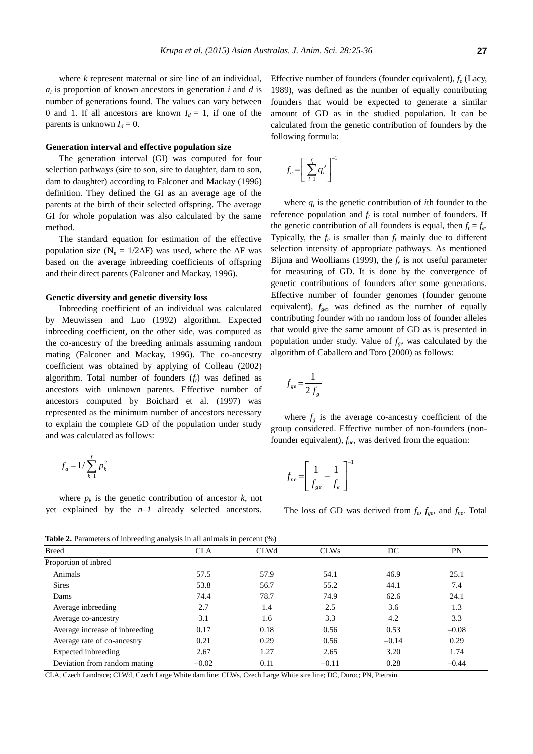where $k$ represent maternal or sire line of an individual, $a_i$ is proportion of known ancestors in generation $i$ and $d$ is number of generations found. The values can vary between 0 and 1. If all ancestors are known $I_d = 1$, if one of the parents is unknown $I_d = 0$.

#### Generation interval and effective population size

The generation interval (GI) was computed for four selection pathways (sire to son, sire to daughter, dam to son, dam to daughter) according to Falconer and Mackay (1996) definition. They defined the GI as an average age of the parents at the birth of their selected offspring. The average GI for whole population was also calculated by the same method.

The standard equation for estimation of the effective population size ($N_e = 1/2\Delta F$) was used, where the $\Delta F$ was based on the average inbreeding coefficients of offspring and their direct parents (Falconer and Mackay, 1996).

#### Genetic diversity and genetic diversity loss

Inbreeding coefficient of an individual was calculated by Meuwissen and Luo (1992) algorithm. Expected inbreeding coefficient, on the other side, was computed as the co-ancestry of the breeding animals assuming random mating (Falconer and Mackay, 1996). The co-ancestry coefficient was obtained by applying of Colleau (2002) algorithm. Total number of founders ($f_t$) was defined as ancestors with unknown parents. Effective number of ancestors computed by Boichard et al. (1997) was represented as the minimum number of ancestors necessary to explain the complete GD of the population under study and was calculated as follows:

$$f_a = 1/\sum_{k=1}^{f} p_k^2$$

where $p_k$ is the genetic contribution of ancestor $k$, not yet explained by the $n-1$ already selected ancestors. Effective number of founders (founder equivalent), $f_e$ (Lacy, 1989), was defined as the number of equally contributing founders that would be expected to generate a similar amount of GD as in the studied population. It can be calculated from the genetic contribution of founders by the following formula:

$$f_e = \left[\sum_{i=1}^{f_t} q_i^2\right]^{-1}$$

where $q_i$ is the genetic contribution of $i$th founder to the reference population and $f_t$ is total number of founders. If the genetic contribution of all founders is equal, then $f_t = f_e$. Typically, the $f_e$ is smaller than $f_t$ mainly due to different selection intensity of appropriate pathways. As mentioned Bijma and Woolliams (1999), the $f_e$ is not useful parameter for measuring of GD. It is done by the convergence of genetic contributions of founders after some generations. Effective number of founder genomes (founder genome equivalent), $f_{ge}$, was defined as the number of equally contributing founder with no random loss of founder alleles that would give the same amount of GD as is presented in population under study. Value of $f_{ge}$ was calculated by the algorithm of Caballero and Toro (2000) as follows:

$$f_{ge} = \frac{1}{2\overline{f_g}}$$

where $f_g$ is the average co-ancestry coefficient of the group considered. Effective number of non-founders (non-founder equivalent), $f_{ne}$, was derived from the equation:

$$f_{ne} = \left[\frac{1}{f_{ge}} - \frac{1}{f_e}\right]^{-1}$$

The loss of GD was derived from $f_e$, $f_{ge}$, and $f_{ne}$. Total

**Table 2.** Parameters of inbreeding analysis in all animals in percent (%)

| Breed | CLA | CLWd | CLWs | DC | PN |
|---|---|---|---|---|---|
| Proportion of inbred | | | | | |
| Animals | 57.5 | 57.9 | 54.1 | 46.9 | 25.1 |
| Sires | 53.8 | 56.7 | 55.2 | 44.1 | 7.4 |
| Dams | 74.4 | 78.7 | 74.9 | 62.6 | 24.1 |
| Average inbreeding | 2.7 | 1.4 | 2.5 | 3.6 | 1.3 |
| Average co-ancestry | 3.1 | 1.6 | 3.3 | 4.2 | 3.3 |
| Average increase of inbreeding | 0.17 | 0.18 | 0.56 | 0.53 | –0.08 |
| Average rate of co-ancestry | 0.21 | 0.29 | 0.56 | –0.14 | 0.29 |
| Expected inbreeding | 2.67 | 1.27 | 2.65 | 3.20 | 1.74 |
| Deviation from random mating | –0.02 | 0.11 | –0.11 | 0.28 | –0.44 |

CLA, Czech Landrace; CLWd, Czech Large White dam line; CLWs, Czech Large White sire line; DC, Duroc; PN, Pietrain.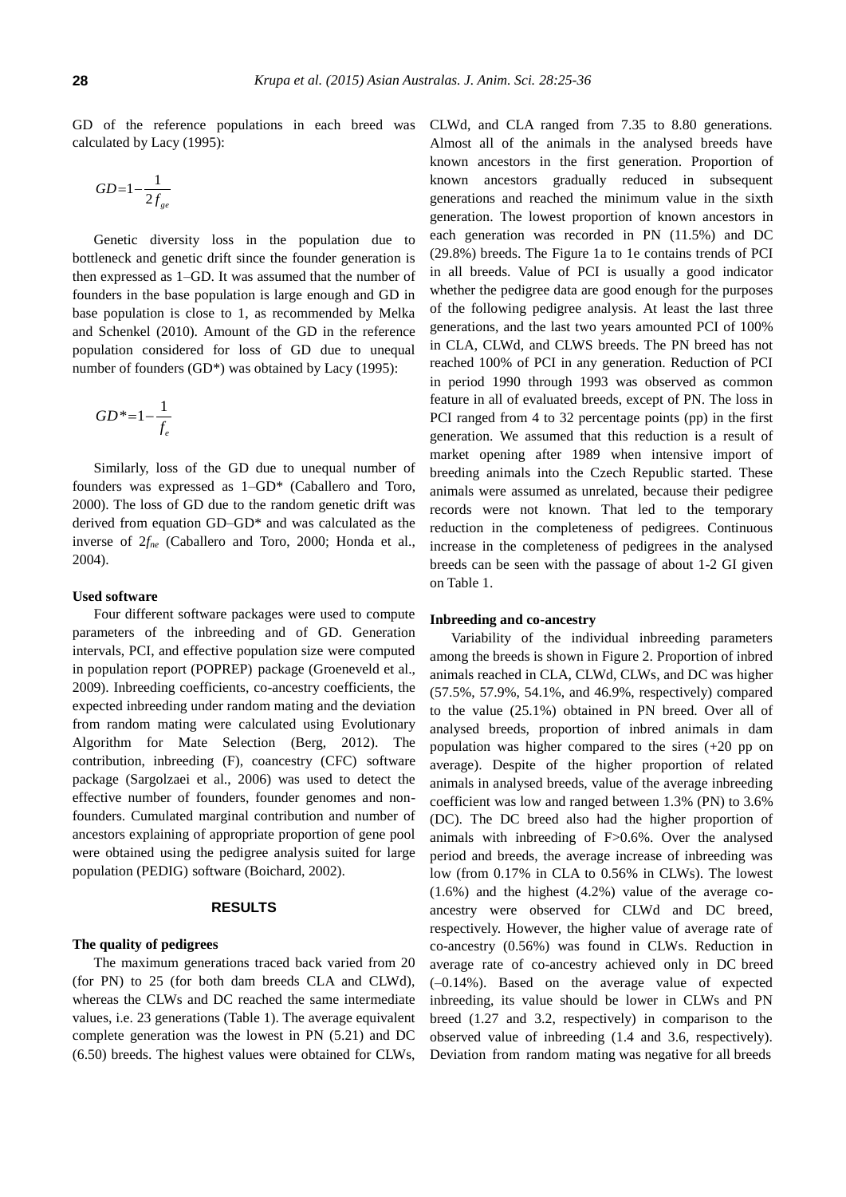GD of the reference populations in each breed was calculated by Lacy (1995):

$$GD=1-\frac{1}{2f_{ge}}$$

Genetic diversity loss in the population due to bottleneck and genetic drift since the founder generation is then expressed as 1–GD. It was assumed that the number of founders in the base population is large enough and GD in base population is close to 1, as recommended by Melka and Schenkel (2010). Amount of the GD in the reference population considered for loss of GD due to unequal number of founders (GD*) was obtained by Lacy (1995):

$$GD^{*}=1-\frac{1}{f_{e}}$$

Similarly, loss of the GD due to unequal number of founders was expressed as 1–GD* (Caballero and Toro, 2000). The loss of GD due to the random genetic drift was derived from equation GD–GD* and was calculated as the inverse of $2f_{ne}$ (Caballero and Toro, 2000; Honda et al., 2004).

### Used software

Four different software packages were used to compute parameters of the inbreeding and of GD. Generation intervals, PCI, and effective population size were computed in population report (POPREP) package (Groeneveld et al., 2009). Inbreeding coefficients, co-ancestry coefficients, the expected inbreeding under random mating and the deviation from random mating were calculated using Evolutionary Algorithm for Mate Selection (Berg, 2012). The contribution, inbreeding (F), coancestry (CFC) software package (Sargolzaei et al., 2006) was used to detect the effective number of founders, founder genomes and non-founders. Cumulated marginal contribution and number of ancestors explaining of appropriate proportion of gene pool were obtained using the pedigree analysis suited for large population (PEDIG) software (Boichard, 2002).

## RESULTS

### The quality of pedigrees

The maximum generations traced back varied from 20 (for PN) to 25 (for both dam breeds CLA and CLWd), whereas the CLWs and DC reached the same intermediate values, i.e. 23 generations (Table 1). The average equivalent complete generation was the lowest in PN (5.21) and DC (6.50) breeds. The highest values were obtained for CLWs, CLWd, and CLA ranged from 7.35 to 8.80 generations. Almost all of the animals in the analysed breeds have known ancestors in the first generation. Proportion of known ancestors gradually reduced in subsequent generations and reached the minimum value in the sixth generation. The lowest proportion of known ancestors in each generation was recorded in PN (11.5%) and DC (29.8%) breeds. The Figure 1a to 1e contains trends of PCI in all breeds. Value of PCI is usually a good indicator whether the pedigree data are good enough for the purposes of the following pedigree analysis. At least the last three generations, and the last two years amounted PCI of 100% in CLA, CLWd, and CLWS breeds. The PN breed has not reached 100% of PCI in any generation. Reduction of PCI in period 1990 through 1993 was observed as common feature in all of evaluated breeds, except of PN. The loss in PCI ranged from 4 to 32 percentage points (pp) in the first generation. We assumed that this reduction is a result of market opening after 1989 when intensive import of breeding animals into the Czech Republic started. These animals were assumed as unrelated, because their pedigree records were not known. That led to the temporary reduction in the completeness of pedigrees. Continuous increase in the completeness of pedigrees in the analysed breeds can be seen with the passage of about 1-2 GI given on Table 1.

### Inbreeding and co-ancestry

Variability of the individual inbreeding parameters among the breeds is shown in Figure 2. Proportion of inbred animals reached in CLA, CLWd, CLWs, and DC was higher (57.5%, 57.9%, 54.1%, and 46.9%, respectively) compared to the value (25.1%) obtained in PN breed. Over all of analysed breeds, proportion of inbred animals in dam population was higher compared to the sires (+20 pp on average). Despite of the higher proportion of related animals in analysed breeds, value of the average inbreeding coefficient was low and ranged between 1.3% (PN) to 3.6% (DC). The DC breed also had the higher proportion of animals with inbreeding of F>0.6%. Over the analysed period and breeds, the average increase of inbreeding was low (from 0.17% in CLA to 0.56% in CLWs). The lowest (1.6%) and the highest (4.2%) value of the average co-ancestry were observed for CLWd and DC breed, respectively. However, the higher value of average rate of co-ancestry (0.56%) was found in CLWs. Reduction in average rate of co-ancestry achieved only in DC breed (–0.14%). Based on the average value of expected inbreeding, its value should be lower in CLWs and PN breed (1.27 and 3.2, respectively) in comparison to the observed value of inbreeding (1.4 and 3.6, respectively). Deviation from random mating was negative for all breeds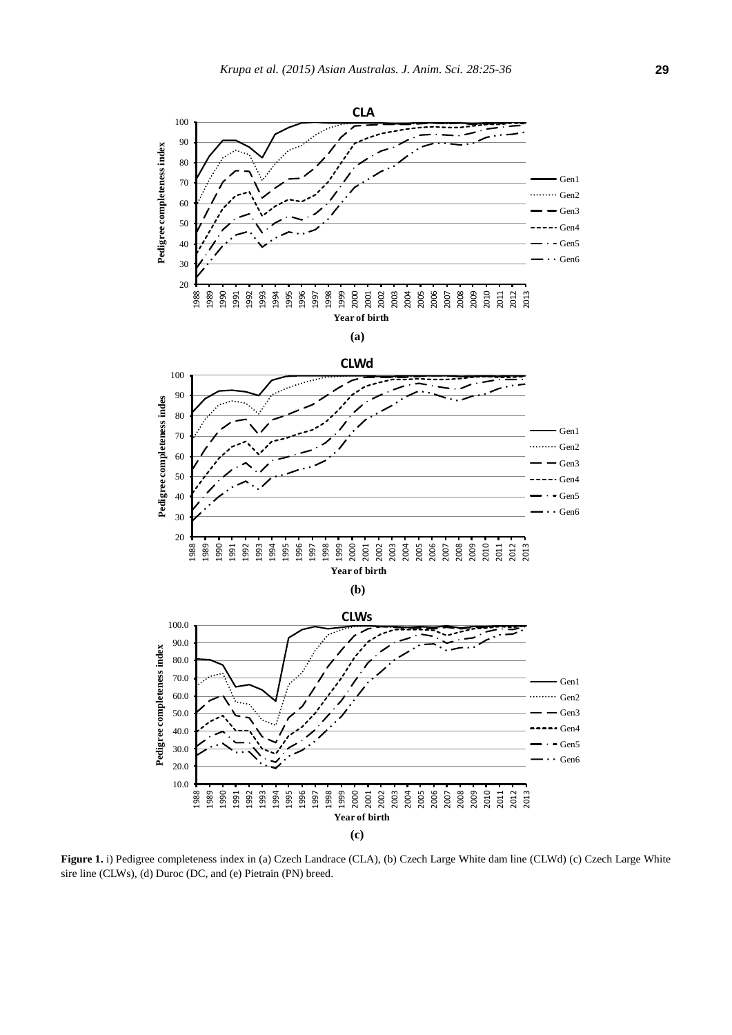**Figure 1.** i) Pedigree completeness index in (a) Czech Landrace (CLA), (b) Czech Large White dam line (CLWd) (c) Czech Large White sire line (CLWs), (d) Duroc (DC, and (e) Pietrain (PN) breed.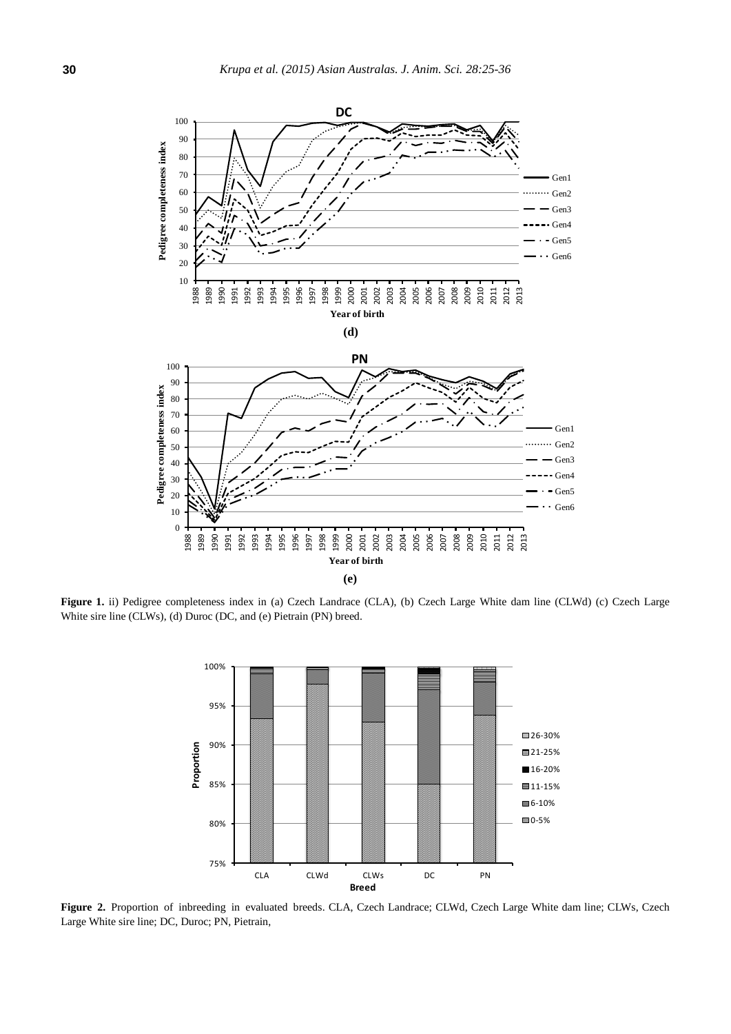**Figure 1.** ii) Pedigree completeness index in (a) Czech Landrace (CLA), (b) Czech Large White dam line (CLWd) (c) Czech Large White sire line (CLWs), (d) Duroc (DC, and (e) Pietrain (PN) breed.

**Figure 2.** Proportion of inbreeding in evaluated breeds. CLA, Czech Landrace; CLWd, Czech Large White dam line; CLWs, Czech Large White sire line; DC, Duroc; PN, Pietrain,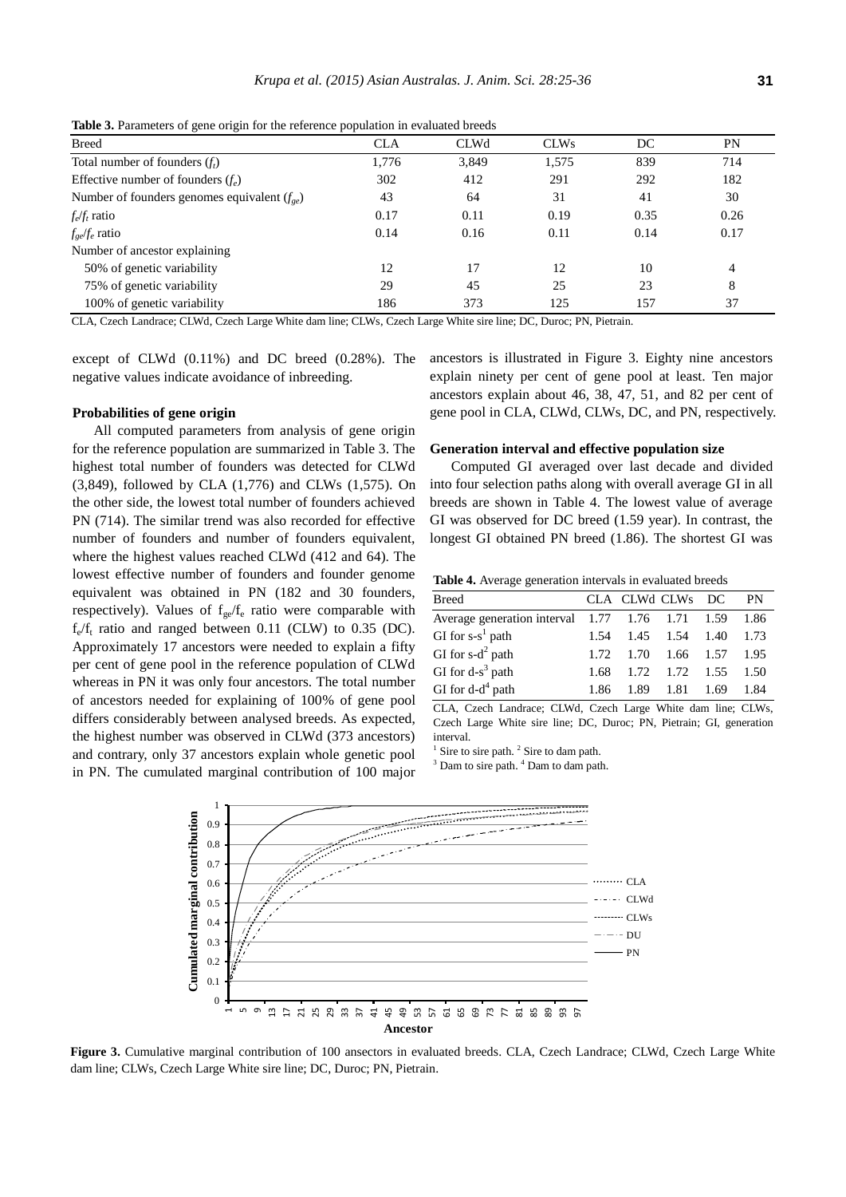**Table 3.** Parameters of gene origin for the reference population in evaluated breeds

| Breed | CLA | CLWd | CLWs | DC | PN |
|---|---|---|---|---|---|
| Total number of founders ($f_t$) | 1,776 | 3,849 | 1,575 | 839 | 714 |
| Effective number of founders ($f_e$) | 302 | 412 | 291 | 292 | 182 |
| Number of founders genomes equivalent ($f_{ge}$) | 43 | 64 | 31 | 41 | 30 |
| $f_e/f_t$ ratio | 0.17 | 0.11 | 0.19 | 0.35 | 0.26 |
| $f_{ge}/f_e$ ratio | 0.14 | 0.16 | 0.11 | 0.14 | 0.17 |
| Number of ancestor explaining | | | | | |
| 50% of genetic variability | 12 | 17 | 12 | 10 | 4 |
| 75% of genetic variability | 29 | 45 | 25 | 23 | 8 |
| 100% of genetic variability | 186 | 373 | 125 | 157 | 37 |

CLA, Czech Landrace; CLWd, Czech Large White dam line; CLWs, Czech Large White sire line; DC, Duroc; PN, Pietrain.

except of CLWd (0.11%) and DC breed (0.28%). The negative values indicate avoidance of inbreeding.

### Probabilities of gene origin

All computed parameters from analysis of gene origin for the reference population are summarized in Table 3. The highest total number of founders was detected for CLWd (3,849), followed by CLA (1,776) and CLWs (1,575). On the other side, the lowest total number of founders achieved PN (714). The similar trend was also recorded for effective number of founders and number of founders equivalent, where the highest values reached CLWd (412 and 64). The lowest effective number of founders and founder genome equivalent was obtained in PN (182 and 30 founders, respectively). Values of $f_{ge}/f_e$ ratio were comparable with $f_e/f_t$ ratio and ranged between 0.11 (CLW) to 0.35 (DC). Approximately 17 ancestors were needed to explain a fifty per cent of gene pool in the reference population of CLWd whereas in PN it was only four ancestors. The total number of ancestors needed for explaining of 100% of gene pool differs considerably between analysed breeds. As expected, the highest number was observed in CLWd (373 ancestors) and contrary, only 37 ancestors explain whole genetic pool in PN. The cumulated marginal contribution of 100 major ancestors is illustrated in Figure 3. Eighty nine ancestors explain ninety per cent of gene pool at least. Ten major ancestors explain about 46, 38, 47, 51, and 82 per cent of gene pool in CLA, CLWd, CLWs, DC, and PN, respectively.

### Generation interval and effective population size

Computed GI averaged over last decade and divided into four selection paths along with overall average GI in all breeds are shown in Table 4. The lowest value of average GI was observed for DC breed (1.59 year). In contrast, the longest GI obtained PN breed (1.86). The shortest GI was

**Table 4.** Average generation intervals in evaluated breeds

| Breed | CLA | CLWd | CLWs | DC | PN |
|---|---|---|---|---|---|
| Average generation interval | 1.77 | 1.76 | 1.71 | 1.59 | 1.86 |
| GI for s-s[1] path | 1.54 | 1.45 | 1.54 | 1.40 | 1.73 |
| GI for s-d[2] path | 1.72 | 1.70 | 1.66 | 1.57 | 1.95 |
| GI for d-s[3] path | 1.68 | 1.72 | 1.72 | 1.55 | 1.50 |
| GI for d-d[4] path | 1.86 | 1.89 | 1.81 | 1.69 | 1.84 |

CLA, Czech Landrace; CLWd, Czech Large White dam line; CLWs, Czech Large White sire line; DC, Duroc; PN, Pietrain; GI, generation interval.

[1] Sire to sire path. [2] Sire to dam path.

[3] Dam to sire path. [4] Dam to dam path.

**Figure 3.** Cumulative marginal contribution of 100 ansectors in evaluated breeds. CLA, Czech Landrace; CLWd, Czech Large White dam line; CLWs, Czech Large White sire line; DC, Duroc; PN, Pietrain.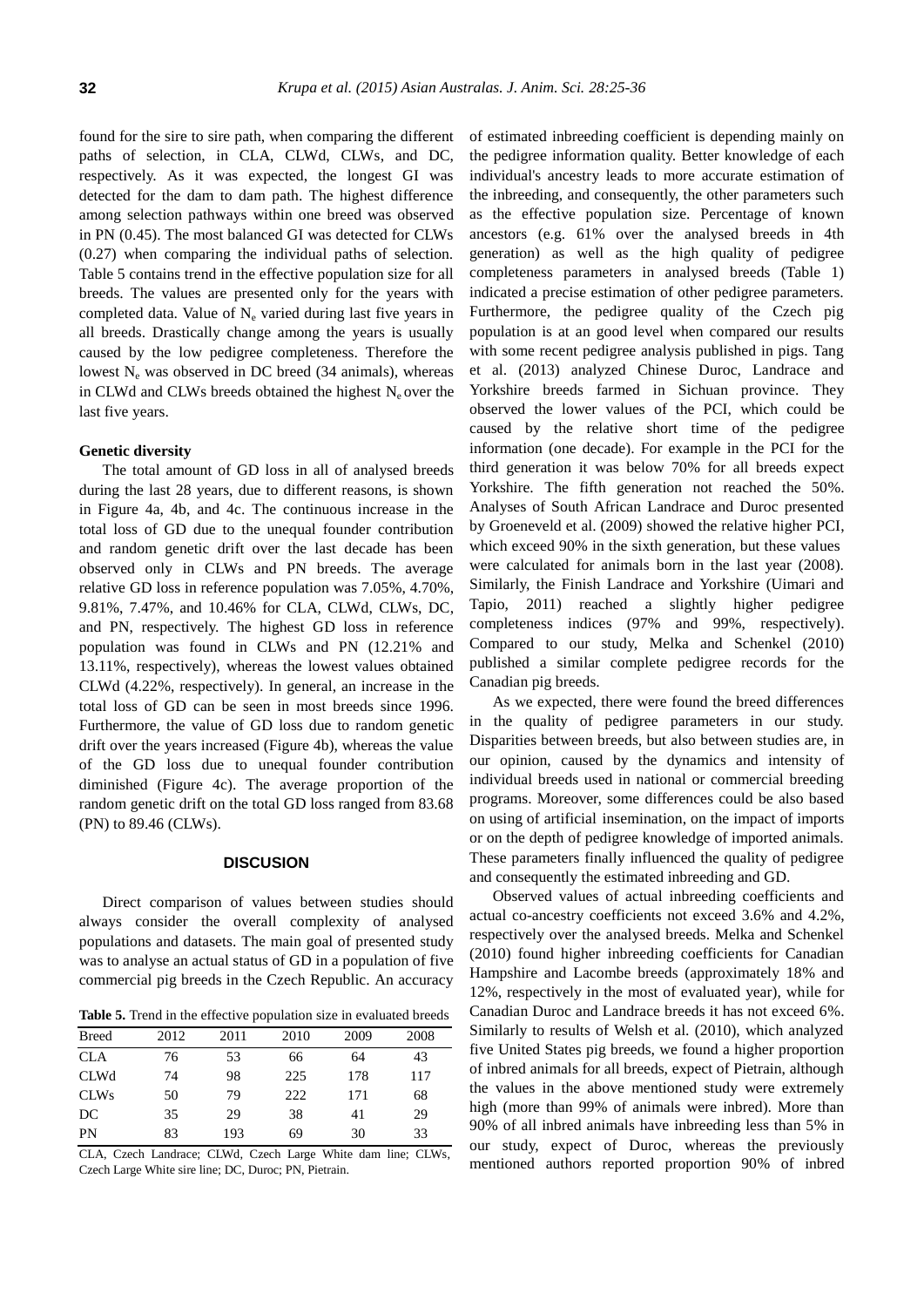found for the sire to sire path, when comparing the different paths of selection, in CLA, CLWd, CLWs, and DC, respectively. As it was expected, the longest GI was detected for the dam to dam path. The highest difference among selection pathways within one breed was observed in PN (0.45). The most balanced GI was detected for CLWs (0.27) when comparing the individual paths of selection. Table 5 contains trend in the effective population size for all breeds. The values are presented only for the years with completed data. Value of $N_e$ varied during last five years in all breeds. Drastically change among the years is usually caused by the low pedigree completeness. Therefore the lowest $N_e$ was observed in DC breed (34 animals), whereas in CLWd and CLWs breeds obtained the highest $N_e$ over the last five years.

### Genetic diversity

The total amount of GD loss in all of analysed breeds during the last 28 years, due to different reasons, is shown in Figure 4a, 4b, and 4c. The continuous increase in the total loss of GD due to the unequal founder contribution and random genetic drift over the last decade has been observed only in CLWs and PN breeds. The average relative GD loss in reference population was 7.05%, 4.70%, 9.81%, 7.47%, and 10.46% for CLA, CLWd, CLWs, DC, and PN, respectively. The highest GD loss in reference population was found in CLWs and PN (12.21% and 13.11%, respectively), whereas the lowest values obtained CLWd (4.22%, respectively). In general, an increase in the total loss of GD can be seen in most breeds since 1996. Furthermore, the value of GD loss due to random genetic drift over the years increased (Figure 4b), whereas the value of the GD loss due to unequal founder contribution diminished (Figure 4c). The average proportion of the random genetic drift on the total GD loss ranged from 83.68 (PN) to 89.46 (CLWs).

## DISCUSION

Direct comparison of values between studies should always consider the overall complexity of analysed populations and datasets. The main goal of presented study was to analyse an actual status of GD in a population of five commercial pig breeds in the Czech Republic. An accuracy of estimated inbreeding coefficient is depending mainly on the pedigree information quality. Better knowledge of each individual's ancestry leads to more accurate estimation of the inbreeding, and consequently, the other parameters such as the effective population size. Percentage of known ancestors (e.g. 61% over the analysed breeds in 4th generation) as well as the high quality of pedigree completeness parameters in analysed breeds (Table 1) indicated a precise estimation of other pedigree parameters. Furthermore, the pedigree quality of the Czech pig population is at an good level when compared our results with some recent pedigree analysis published in pigs. Tang et al. (2013) analyzed Chinese Duroc, Landrace and Yorkshire breeds farmed in Sichuan province. They observed the lower values of the PCI, which could be caused by the relative short time of the pedigree information (one decade). For example in the PCI for the third generation it was below 70% for all breeds expect Yorkshire. The fifth generation not reached the 50%. Analyses of South African Landrace and Duroc presented by Groeneveld et al. (2009) showed the relative higher PCI, which exceed 90% in the sixth generation, but these values were calculated for animals born in the last year (2008). Similarly, the Finish Landrace and Yorkshire (Uimari and Tapio, 2011) reached a slightly higher pedigree completeness indices (97% and 99%, respectively). Compared to our study, Melka and Schenkel (2010) published a similar complete pedigree records for the Canadian pig breeds.

**Table 5.** Trend in the effective population size in evaluated breeds

| Breed | 2012 | 2011 | 2010 | 2009 | 2008 |
|---|---|---|---|---|---|
| CLA | 76 | 53 | 66 | 64 | 43 |
| CLWd | 74 | 98 | 225 | 178 | 117 |
| CLWs | 50 | 79 | 222 | 171 | 68 |
| DC | 35 | 29 | 38 | 41 | 29 |
| PN | 83 | 193 | 69 | 30 | 33 |

CLA, Czech Landrace; CLWd, Czech Large White dam line; CLWs, Czech Large White sire line; DC, Duroc; PN, Pietrain.

As we expected, there were found the breed differences in the quality of pedigree parameters in our study. Disparities between breeds, but also between studies are, in our opinion, caused by the dynamics and intensity of individual breeds used in national or commercial breeding programs. Moreover, some differences could be also based on using of artificial insemination, on the impact of imports or on the depth of pedigree knowledge of imported animals. These parameters finally influenced the quality of pedigree and consequently the estimated inbreeding and GD.

Observed values of actual inbreeding coefficients and actual co-ancestry coefficients not exceed 3.6% and 4.2%, respectively over the analysed breeds. Melka and Schenkel (2010) found higher inbreeding coefficients for Canadian Hampshire and Lacombe breeds (approximately 18% and 12%, respectively in the most of evaluated year), while for Canadian Duroc and Landrace breeds it has not exceed 6%. Similarly to results of Welsh et al. (2010), which analyzed five United States pig breeds, we found a higher proportion of inbred animals for all breeds, expect of Pietrain, although the values in the above mentioned study were extremely high (more than 99% of animals were inbred). More than 90% of all inbred animals have inbreeding less than 5% in our study, expect of Duroc, whereas the previously mentioned authors reported proportion 90% of inbred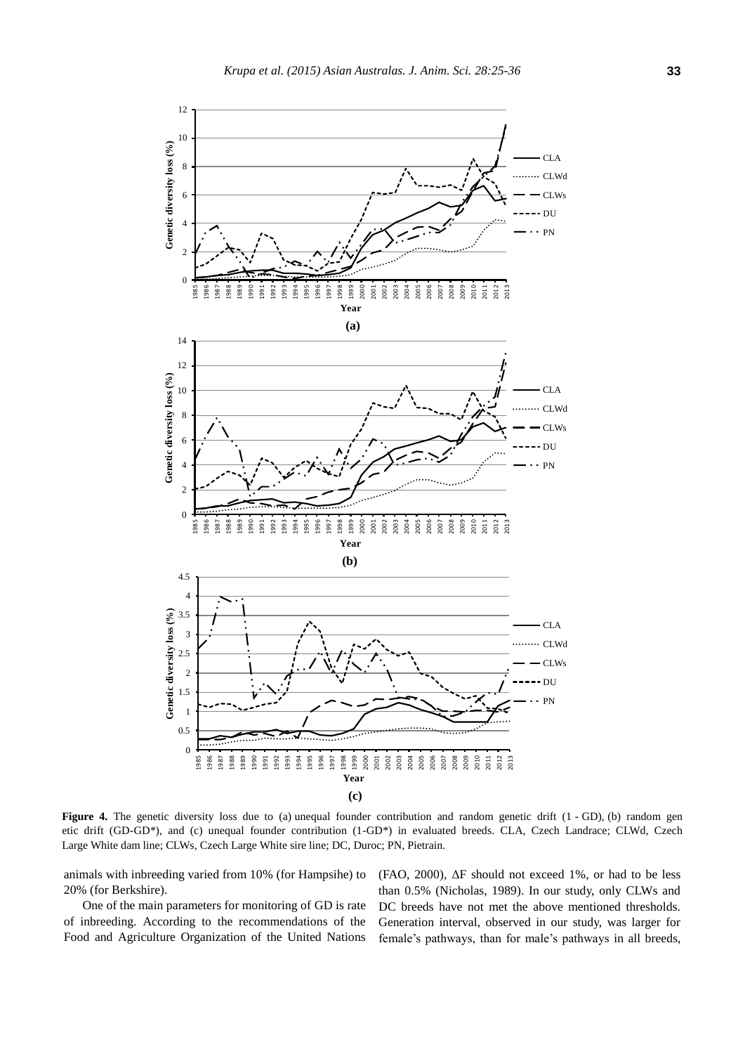**Figure 4.** The genetic diversity loss due to (a) unequal founder contribution and random genetic drift (1 - GD), (b) random genetic drift (GD-GD*), and (c) unequal founder contribution (1-GD*) in evaluated breeds. CLA, Czech Landrace; CLWd, Czech Large White dam line; CLWs, Czech Large White sire line; DC, Duroc; PN, Pietrain.

animals with inbreeding varied from 10% (for Hampsihe) to 20% (for Berkshire).

One of the main parameters for monitoring of GD is rate of inbreeding. According to the recommendations of the Food and Agriculture Organization of the United Nations (FAO, 2000), ΔF should not exceed 1%, or had to be less than 0.5% (Nicholas, 1989). In our study, only CLWs and DC breeds have not met the above mentioned thresholds. Generation interval, observed in our study, was larger for female's pathways, than for male's pathways in all breeds,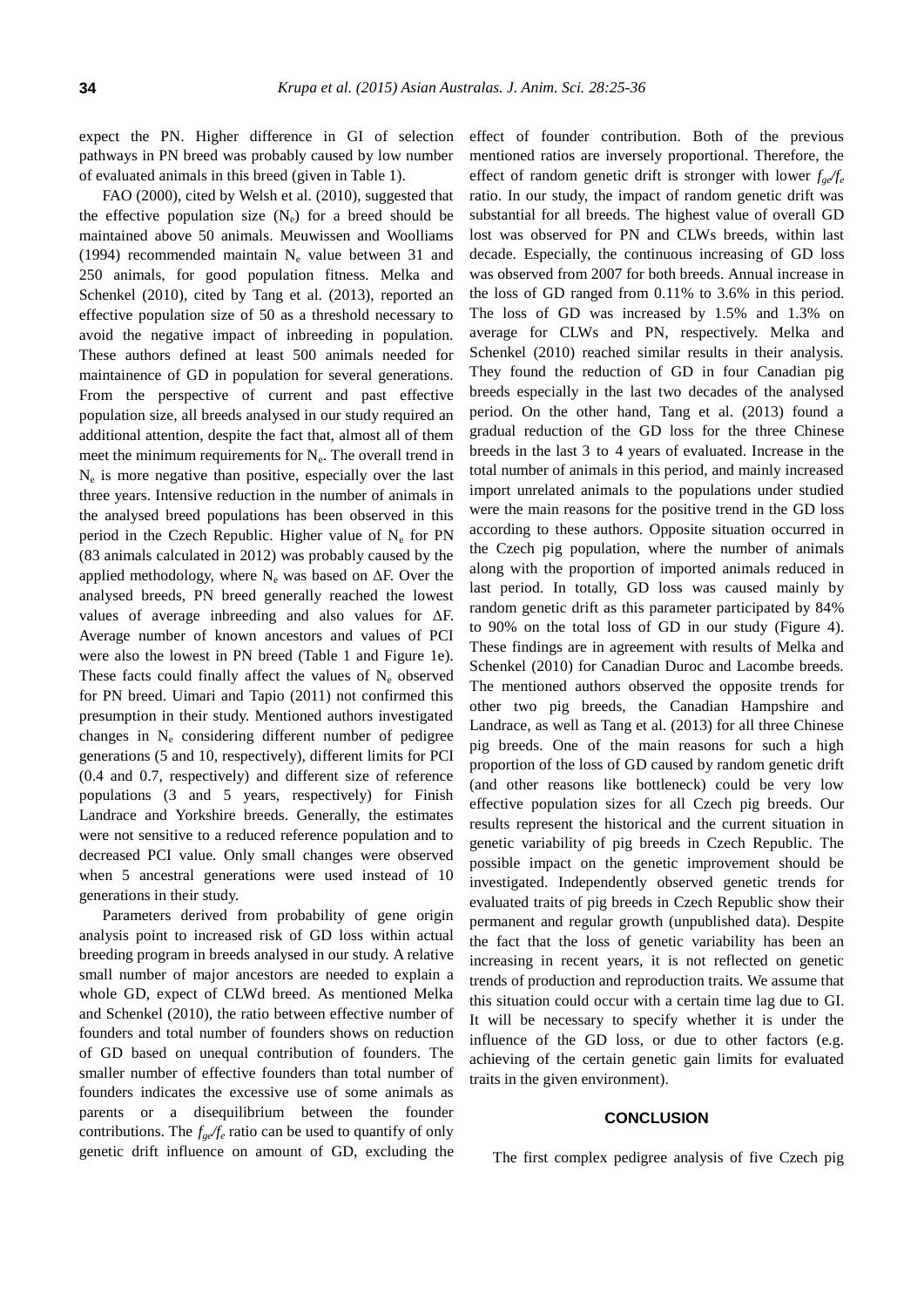expect the PN. Higher difference in GI of selection pathways in PN breed was probably caused by low number of evaluated animals in this breed (given in Table 1).

FAO (2000), cited by Welsh et al. (2010), suggested that the effective population size ($N_e$) for a breed should be maintained above 50 animals. Meuwissen and Woolliams (1994) recommended maintain $N_e$ value between 31 and 250 animals, for good population fitness. Melka and Schenkel (2010), cited by Tang et al. (2013), reported an effective population size of 50 as a threshold necessary to avoid the negative impact of inbreeding in population. These authors defined at least 500 animals needed for maintainence of GD in population for several generations. From the perspective of current and past effective population size, all breeds analysed in our study required an additional attention, despite the fact that, almost all of them meet the minimum requirements for $N_e$. The overall trend in $N_e$ is more negative than positive, especially over the last three years. Intensive reduction in the number of animals in the analysed breed populations has been observed in this period in the Czech Republic. Higher value of $N_e$ for PN (83 animals calculated in 2012) was probably caused by the applied methodology, where $N_e$ was based on $\Delta$F. Over the analysed breeds, PN breed generally reached the lowest values of average inbreeding and also values for $\Delta$F. Average number of known ancestors and values of PCI were also the lowest in PN breed (Table 1 and Figure 1e). These facts could finally affect the values of $N_e$ observed for PN breed. Uimari and Tapio (2011) not confirmed this presumption in their study. Mentioned authors investigated changes in $N_e$ considering different number of pedigree generations (5 and 10, respectively), different limits for PCI (0.4 and 0.7, respectively) and different size of reference populations (3 and 5 years, respectively) for Finish Landrace and Yorkshire breeds. Generally, the estimates were not sensitive to a reduced reference population and to decreased PCI value. Only small changes were observed when 5 ancestral generations were used instead of 10 generations in their study.

Parameters derived from probability of gene origin analysis point to increased risk of GD loss within actual breeding program in breeds analysed in our study. A relative small number of major ancestors are needed to explain a whole GD, expect of CLWd breed. As mentioned Melka and Schenkel (2010), the ratio between effective number of founders and total number of founders shows on reduction of GD based on unequal contribution of founders. The smaller number of effective founders than total number of founders indicates the excessive use of some animals as parents or a disequilibrium between the founder contributions. The $f_{ge}/f_e$ ratio can be used to quantify of only genetic drift influence on amount of GD, excluding the effect of founder contribution. Both of the previous mentioned ratios are inversely proportional. Therefore, the effect of random genetic drift is stronger with lower $f_{ge}/f_e$ ratio. In our study, the impact of random genetic drift was substantial for all breeds. The highest value of overall GD lost was observed for PN and CLWs breeds, within last decade. Especially, the continuous increasing of GD loss was observed from 2007 for both breeds. Annual increase in the loss of GD ranged from 0.11% to 3.6% in this period. The loss of GD was increased by 1.5% and 1.3% on average for CLWs and PN, respectively. Melka and Schenkel (2010) reached similar results in their analysis. They found the reduction of GD in four Canadian pig breeds especially in the last two decades of the analysed period. On the other hand, Tang et al. (2013) found a gradual reduction of the GD loss for the three Chinese breeds in the last 3 to 4 years of evaluated. Increase in the total number of animals in this period, and mainly increased import unrelated animals to the populations under studied were the main reasons for the positive trend in the GD loss according to these authors. Opposite situation occurred in the Czech pig population, where the number of animals along with the proportion of imported animals reduced in last period. In totally, GD loss was caused mainly by random genetic drift as this parameter participated by 84% to 90% on the total loss of GD in our study (Figure 4). These findings are in agreement with results of Melka and Schenkel (2010) for Canadian Duroc and Lacombe breeds. The mentioned authors observed the opposite trends for other two pig breeds, the Canadian Hampshire and Landrace, as well as Tang et al. (2013) for all three Chinese pig breeds. One of the main reasons for such a high proportion of the loss of GD caused by random genetic drift (and other reasons like bottleneck) could be very low effective population sizes for all Czech pig breeds. Our results represent the historical and the current situation in genetic variability of pig breeds in Czech Republic. The possible impact on the genetic improvement should be investigated. Independently observed genetic trends for evaluated traits of pig breeds in Czech Republic show their permanent and regular growth (unpublished data). Despite the fact that the loss of genetic variability has been an increasing in recent years, it is not reflected on genetic trends of production and reproduction traits. We assume that this situation could occur with a certain time lag due to GI. It will be necessary to specify whether it is under the influence of the GD loss, or due to other factors (e.g. achieving of the certain genetic gain limits for evaluated traits in the given environment).

## CONCLUSION

The first complex pedigree analysis of five Czech pig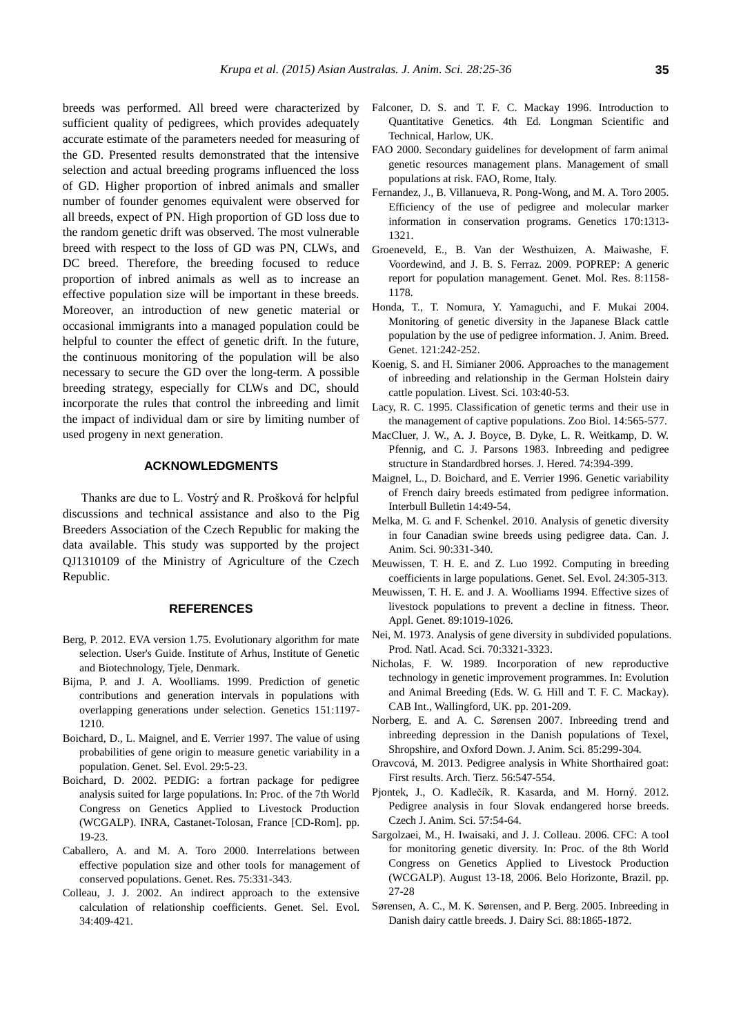breeds was performed. All breed were characterized by sufficient quality of pedigrees, which provides adequately accurate estimate of the parameters needed for measuring of the GD. Presented results demonstrated that the intensive selection and actual breeding programs influenced the loss of GD. Higher proportion of inbred animals and smaller number of founder genomes equivalent were observed for all breeds, expect of PN. High proportion of GD loss due to the random genetic drift was observed. The most vulnerable breed with respect to the loss of GD was PN, CLWs, and DC breed. Therefore, the breeding focused to reduce proportion of inbred animals as well as to increase an effective population size will be important in these breeds. Moreover, an introduction of new genetic material or occasional immigrants into a managed population could be helpful to counter the effect of genetic drift. In the future, the continuous monitoring of the population will be also necessary to secure the GD over the long-term. A possible breeding strategy, especially for CLWs and DC, should incorporate the rules that control the inbreeding and limit the impact of individual dam or sire by limiting number of used progeny in next generation.

## ACKNOWLEDGMENTS

Thanks are due to L. Vostrý and R. Prošková for helpful discussions and technical assistance and also to the Pig Breeders Association of the Czech Republic for making the data available. This study was supported by the project QJ1310109 of the Ministry of Agriculture of the Czech Republic.

## REFERENCES

Berg, P. 2012. EVA version 1.75. Evolutionary algorithm for mate selection. User's Guide. Institute of Arhus, Institute of Genetic and Biotechnology, Tjele, Denmark.

Bijma, P. and J. A. Woolliams. 1999. Prediction of genetic contributions and generation intervals in populations with overlapping generations under selection. Genetics 151:1197-1210.

Boichard, D., L. Maignel, and E. Verrier 1997. The value of using probabilities of gene origin to measure genetic variability in a population. Genet. Sel. Evol. 29:5-23.

Boichard, D. 2002. PEDIG: a fortran package for pedigree analysis suited for large populations. In: Proc. of the 7th World Congress on Genetics Applied to Livestock Production (WCGALP). INRA, Castanet-Tolosan, France [CD-Rom]. pp. 19-23.

Caballero, A. and M. A. Toro 2000. Interrelations between effective population size and other tools for management of conserved populations. Genet. Res. 75:331-343.

Colleau, J. J. 2002. An indirect approach to the extensive calculation of relationship coefficients. Genet. Sel. Evol. 34:409-421.

Falconer, D. S. and T. F. C. Mackay 1996. Introduction to Quantitative Genetics. 4th Ed. Longman Scientific and Technical, Harlow, UK.

FAO 2000. Secondary guidelines for development of farm animal genetic resources management plans. Management of small populations at risk. FAO, Rome, Italy.

Fernandez, J., B. Villanueva, R. Pong-Wong, and M. A. Toro 2005. Efficiency of the use of pedigree and molecular marker information in conservation programs. Genetics 170:1313-1321.

Groeneveld, E., B. Van der Westhuizen, A. Maiwashe, F. Voordewind, and J. B. S. Ferraz. 2009. POPREP: A generic report for population management. Genet. Mol. Res. 8:1158-1178.

Honda, T., T. Nomura, Y. Yamaguchi, and F. Mukai 2004. Monitoring of genetic diversity in the Japanese Black cattle population by the use of pedigree information. J. Anim. Breed. Genet. 121:242-252.

Koenig, S. and H. Simianer 2006. Approaches to the management of inbreeding and relationship in the German Holstein dairy cattle population. Livest. Sci. 103:40-53.

Lacy, R. C. 1995. Classification of genetic terms and their use in the management of captive populations. Zoo Biol. 14:565-577.

MacCluer, J. W., A. J. Boyce, B. Dyke, L. R. Weitkamp, D. W. Pfennig, and C. J. Parsons 1983. Inbreeding and pedigree structure in Standardbred horses. J. Hered. 74:394-399.

Maignel, L., D. Boichard, and E. Verrier 1996. Genetic variability of French dairy breeds estimated from pedigree information. Interbull Bulletin 14:49-54.

Melka, M. G. and F. Schenkel. 2010. Analysis of genetic diversity in four Canadian swine breeds using pedigree data. Can. J. Anim. Sci. 90:331-340.

Meuwissen, T. H. E. and Z. Luo 1992. Computing in breeding coefficients in large populations. Genet. Sel. Evol. 24:305-313.

Meuwissen, T. H. E. and J. A. Woolliams 1994. Effective sizes of livestock populations to prevent a decline in fitness. Theor. Appl. Genet. 89:1019-1026.

Nei, M. 1973. Analysis of gene diversity in subdivided populations. Prod. Natl. Acad. Sci. 70:3321-3323.

Nicholas, F. W. 1989. Incorporation of new reproductive technology in genetic improvement programmes. In: Evolution and Animal Breeding (Eds. W. G. Hill and T. F. C. Mackay). CAB Int., Wallingford, UK. pp. 201-209.

Norberg, E. and A. C. Sørensen 2007. Inbreeding trend and inbreeding depression in the Danish populations of Texel, Shropshire, and Oxford Down. J. Anim. Sci. 85:299-304.

Oravcová, M. 2013. Pedigree analysis in White Shorthaired goat: First results. Arch. Tierz. 56:547-554.

Pjontek, J., O. Kadlečík, R. Kasarda, and M. Horný. 2012. Pedigree analysis in four Slovak endangered horse breeds. Czech J. Anim. Sci. 57:54-64.

Sargolzaei, M., H. Iwaisaki, and J. J. Colleau. 2006. CFC: A tool for monitoring genetic diversity. In: Proc. of the 8th World Congress on Genetics Applied to Livestock Production (WCGALP). August 13-18, 2006. Belo Horizonte, Brazil. pp. 27-28

Sørensen, A. C., M. K. Sørensen, and P. Berg. 2005. Inbreeding in Danish dairy cattle breeds. J. Dairy Sci. 88:1865-1872.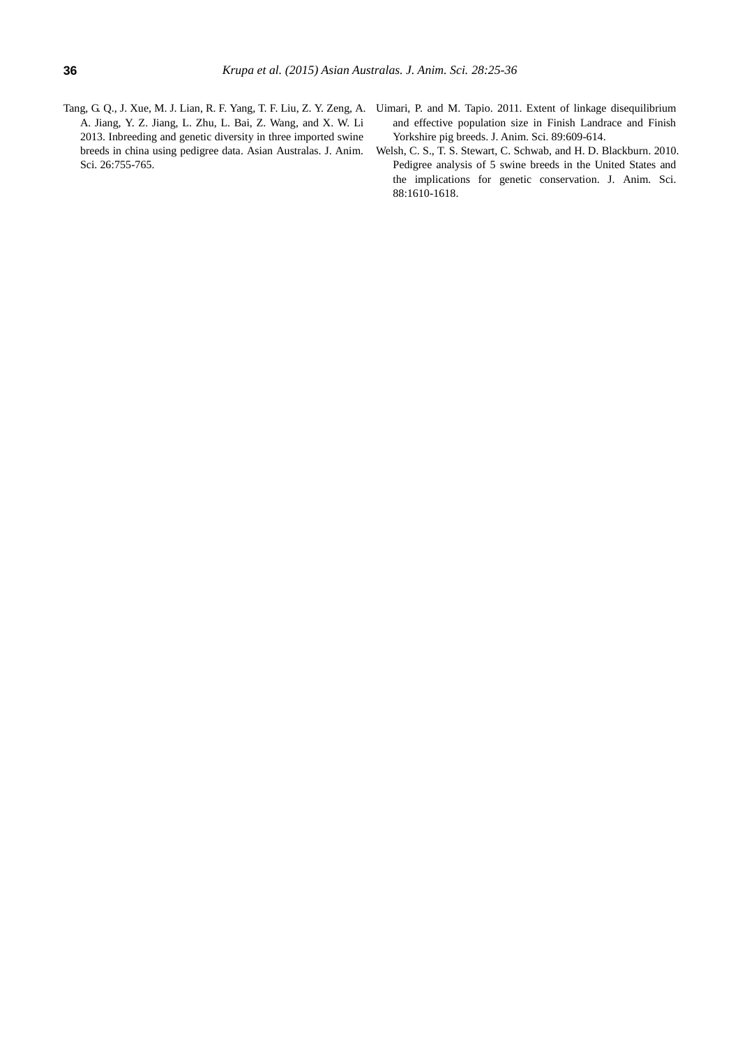Tang, G. Q., J. Xue, M. J. Lian, R. F. Yang, T. F. Liu, Z. Y. Zeng, A. A. Jiang, Y. Z. Jiang, L. Zhu, L. Bai, Z. Wang, and X. W. Li 2013. Inbreeding and genetic diversity in three imported swine breeds in china using pedigree data. Asian Australas. J. Anim. Sci. 26:755-765.

Uimari, P. and M. Tapio. 2011. Extent of linkage disequilibrium and effective population size in Finish Landrace and Finish Yorkshire pig breeds. J. Anim. Sci. 89:609-614.

Welsh, C. S., T. S. Stewart, C. Schwab, and H. D. Blackburn. 2010. Pedigree analysis of 5 swine breeds in the United States and the implications for genetic conservation. J. Anim. Sci. 88:1610-1618.